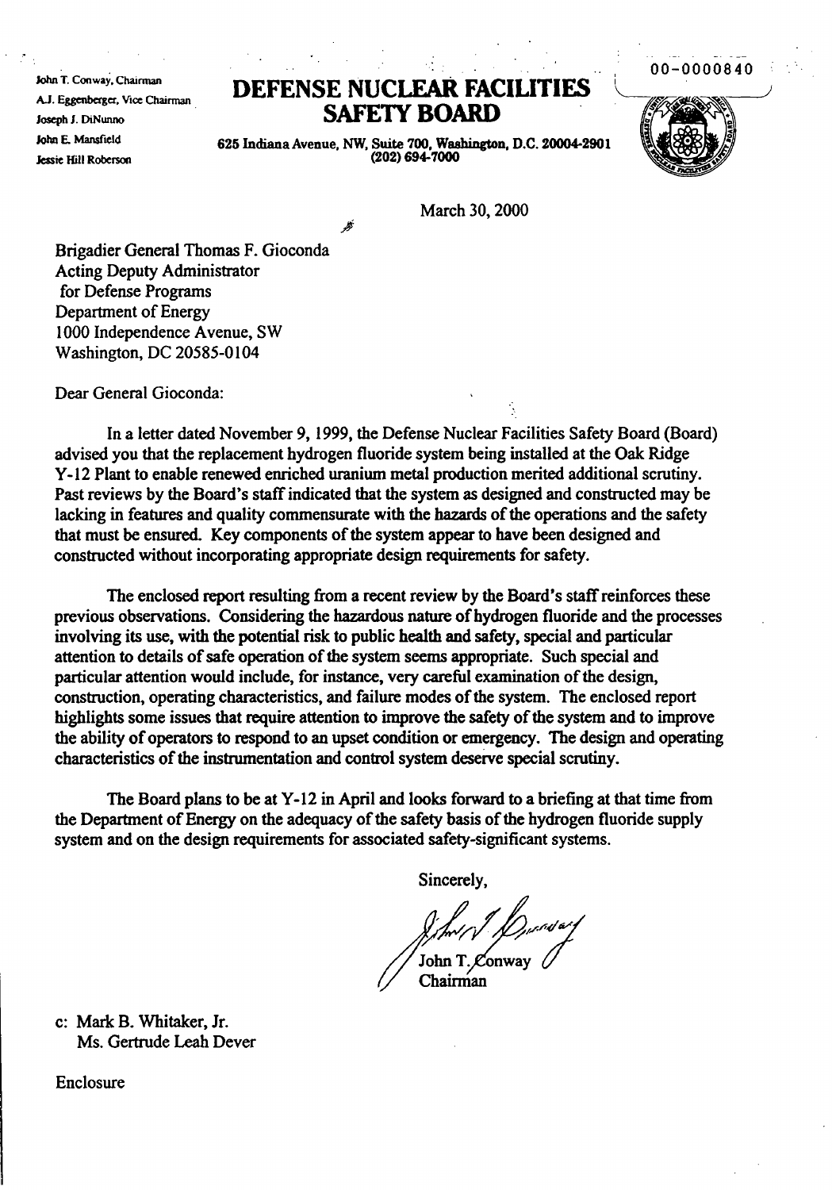00-0000840

John T. Conway, Chairman
A.J. Eggenberger, Vice Chairman
Joseph J. DiNunno
John E. Mansfield
Jessie Hill Roberson

# DEFENSE NUCLEAR FACILITIES SAFETY BOARD

625 Indiana Avenue, NW, Suite 700, Washington, D.C. 20004-2901
(202) 694-7000

March 30, 2000

Brigadier General Thomas F. Gioconda
Acting Deputy Administrator
for Defense Programs
Department of Energy
1000 Independence Avenue, SW
Washington, DC 20585-0104

Dear General Gioconda:

In a letter dated November 9, 1999, the Defense Nuclear Facilities Safety Board (Board) advised you that the replacement hydrogen fluoride system being installed at the Oak Ridge Y-12 Plant to enable renewed enriched uranium metal production merited additional scrutiny. Past reviews by the Board's staff indicated that the system as designed and constructed may be lacking in features and quality commensurate with the hazards of the operations and the safety that must be ensured. Key components of the system appear to have been designed and constructed without incorporating appropriate design requirements for safety.

The enclosed report resulting from a recent review by the Board's staff reinforces these previous observations. Considering the hazardous nature of hydrogen fluoride and the processes involving its use, with the potential risk to public health and safety, special and particular attention to details of safe operation of the system seems appropriate. Such special and particular attention would include, for instance, very careful examination of the design, construction, operating characteristics, and failure modes of the system. The enclosed report highlights some issues that require attention to improve the safety of the system and to improve the ability of operators to respond to an upset condition or emergency. The design and operating characteristics of the instrumentation and control system deserve special scrutiny.

The Board plans to be at Y-12 in April and looks forward to a briefing at that time from the Department of Energy on the adequacy of the safety basis of the hydrogen fluoride supply system and on the design requirements for associated safety-significant systems.

Sincerely,

John T. Conway
Chairman

c: Mark B. Whitaker, Jr.
Ms. Gertrude Leah Dever

Enclosure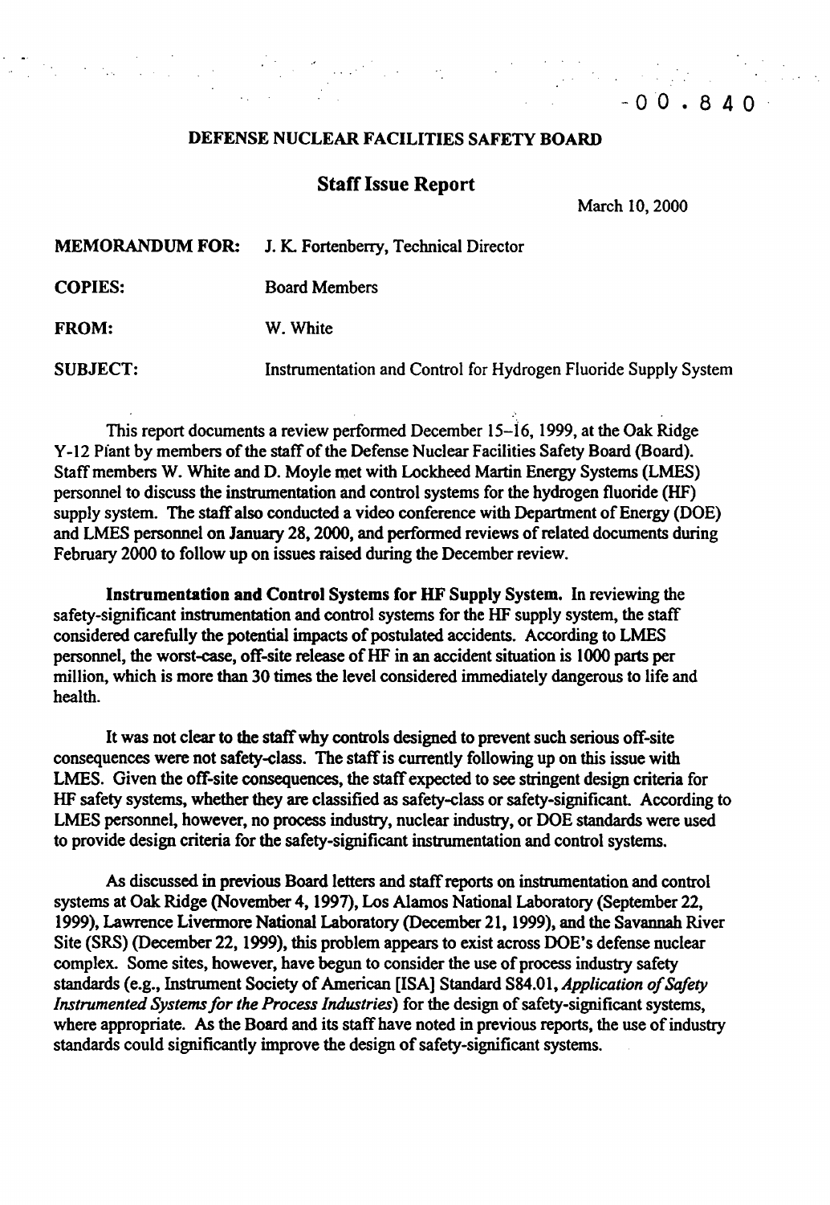-00.840

**DEFENSE NUCLEAR FACILITIES SAFETY BOARD**

## Staff Issue Report

March 10, 2000

**MEMORANDUM FOR:** J. K. Fortenberry, Technical Director

**COPIES:** Board Members

**FROM:** W. White

**SUBJECT:** Instrumentation and Control for Hydrogen Fluoride Supply System

This report documents a review performed December 15–16, 1999, at the Oak Ridge Y-12 Plant by members of the staff of the Defense Nuclear Facilities Safety Board (Board). Staff members W. White and D. Moyle met with Lockheed Martin Energy Systems (LMES) personnel to discuss the instrumentation and control systems for the hydrogen fluoride (HF) supply system. The staff also conducted a video conference with Department of Energy (DOE) and LMES personnel on January 28, 2000, and performed reviews of related documents during February 2000 to follow up on issues raised during the December review.

**Instrumentation and Control Systems for HF Supply System.** In reviewing the safety-significant instrumentation and control systems for the HF supply system, the staff considered carefully the potential impacts of postulated accidents. According to LMES personnel, the worst-case, off-site release of HF in an accident situation is 1000 parts per million, which is more than 30 times the level considered immediately dangerous to life and health.

It was not clear to the staff why controls designed to prevent such serious off-site consequences were not safety-class. The staff is currently following up on this issue with LMES. Given the off-site consequences, the staff expected to see stringent design criteria for HF safety systems, whether they are classified as safety-class or safety-significant. According to LMES personnel, however, no process industry, nuclear industry, or DOE standards were used to provide design criteria for the safety-significant instrumentation and control systems.

As discussed in previous Board letters and staff reports on instrumentation and control systems at Oak Ridge (November 4, 1997), Los Alamos National Laboratory (September 22, 1999), Lawrence Livermore National Laboratory (December 21, 1999), and the Savannah River Site (SRS) (December 22, 1999), this problem appears to exist across DOE's defense nuclear complex. Some sites, however, have begun to consider the use of process industry safety standards (e.g., Instrument Society of American [ISA] Standard S84.01, *Application of Safety Instrumented Systems for the Process Industries*) for the design of safety-significant systems, where appropriate. As the Board and its staff have noted in previous reports, the use of industry standards could significantly improve the design of safety-significant systems.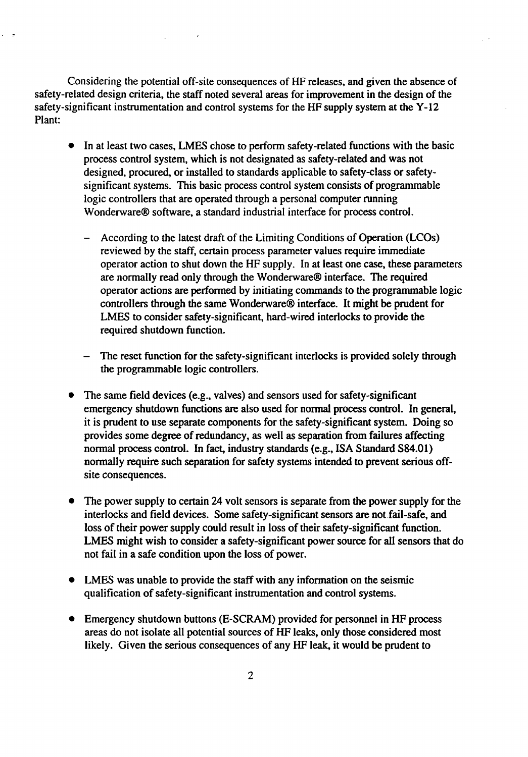Considering the potential off-site consequences of HF releases, and given the absence of safety-related design criteria, the staff noted several areas for improvement in the design of the safety-significant instrumentation and control systems for the HF supply system at the Y-12 Plant:

- In at least two cases, LMES chose to perform safety-related functions with the basic process control system, which is not designated as safety-related and was not designed, procured, or installed to standards applicable to safety-class or safety-significant systems. This basic process control system consists of programmable logic controllers that are operated through a personal computer running Wonderware® software, a standard industrial interface for process control.

  - According to the latest draft of the Limiting Conditions of Operation (LCOs) reviewed by the staff, certain process parameter values require immediate operator action to shut down the HF supply. In at least one case, these parameters are normally read only through the Wonderware® interface. The required operator actions are performed by initiating commands to the programmable logic controllers through the same Wonderware® interface. It might be prudent for LMES to consider safety-significant, hard-wired interlocks to provide the required shutdown function.

  - The reset function for the safety-significant interlocks is provided solely through the programmable logic controllers.

- The same field devices (e.g., valves) and sensors used for safety-significant emergency shutdown functions are also used for normal process control. In general, it is prudent to use separate components for the safety-significant system. Doing so provides some degree of redundancy, as well as separation from failures affecting normal process control. In fact, industry standards (e.g., ISA Standard S84.01) normally require such separation for safety systems intended to prevent serious off-site consequences.

- The power supply to certain 24 volt sensors is separate from the power supply for the interlocks and field devices. Some safety-significant sensors are not fail-safe, and loss of their power supply could result in loss of their safety-significant function. LMES might wish to consider a safety-significant power source for all sensors that do not fail in a safe condition upon the loss of power.

- LMES was unable to provide the staff with any information on the seismic qualification of safety-significant instrumentation and control systems.

- Emergency shutdown buttons (E-SCRAM) provided for personnel in HF process areas do not isolate all potential sources of HF leaks, only those considered most likely. Given the serious consequences of any HF leak, it would be prudent to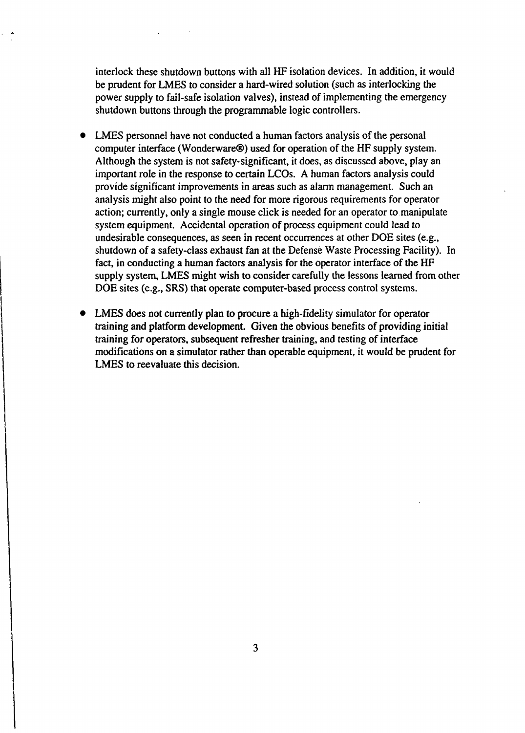interlock these shutdown buttons with all HF isolation devices. In addition, it would be prudent for LMES to consider a hard-wired solution (such as interlocking the power supply to fail-safe isolation valves), instead of implementing the emergency shutdown buttons through the programmable logic controllers.

- LMES personnel have not conducted a human factors analysis of the personal computer interface (Wonderware®) used for operation of the HF supply system. Although the system is not safety-significant, it does, as discussed above, play an important role in the response to certain LCOs. A human factors analysis could provide significant improvements in areas such as alarm management. Such an analysis might also point to the need for more rigorous requirements for operator action; currently, only a single mouse click is needed for an operator to manipulate system equipment. Accidental operation of process equipment could lead to undesirable consequences, as seen in recent occurrences at other DOE sites (e.g., shutdown of a safety-class exhaust fan at the Defense Waste Processing Facility). In fact, in conducting a human factors analysis for the operator interface of the HF supply system, LMES might wish to consider carefully the lessons learned from other DOE sites (e.g., SRS) that operate computer-based process control systems.

- LMES does not currently plan to procure a high-fidelity simulator for operator training and platform development. Given the obvious benefits of providing initial training for operators, subsequent refresher training, and testing of interface modifications on a simulator rather than operable equipment, it would be prudent for LMES to reevaluate this decision.